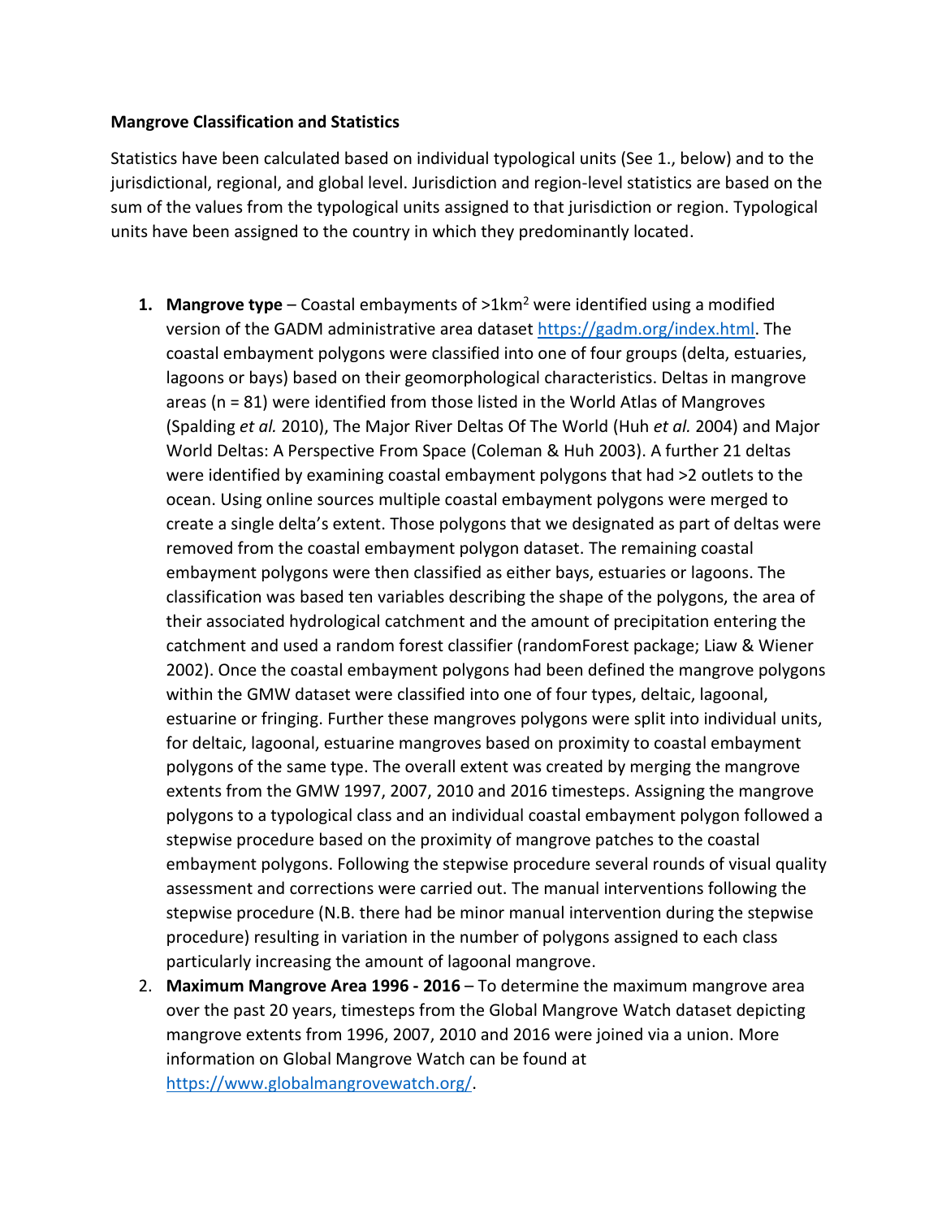**Mangrove Classification and Statistics**

Statistics have been calculated based on individual typological units (See 1., below) and to the jurisdictional, regional, and global level. Jurisdiction and region-level statistics are based on the sum of the values from the typological units assigned to that jurisdiction or region. Typological units have been assigned to the country in which they predominantly located.

1. **Mangrove type** – Coastal embayments of >1km$^2$ were identified using a modified version of the GADM administrative area dataset https://gadm.org/index.html. The coastal embayment polygons were classified into one of four groups (delta, estuaries, lagoons or bays) based on their geomorphological characteristics. Deltas in mangrove areas (n = 81) were identified from those listed in the World Atlas of Mangroves (Spalding *et al.* 2010), The Major River Deltas Of The World (Huh *et al.* 2004) and Major World Deltas: A Perspective From Space (Coleman & Huh 2003). A further 21 deltas were identified by examining coastal embayment polygons that had >2 outlets to the ocean. Using online sources multiple coastal embayment polygons were merged to create a single delta's extent. Those polygons that we designated as part of deltas were removed from the coastal embayment polygon dataset. The remaining coastal embayment polygons were then classified as either bays, estuaries or lagoons. The classification was based ten variables describing the shape of the polygons, the area of their associated hydrological catchment and the amount of precipitation entering the catchment and used a random forest classifier (randomForest package; Liaw & Wiener 2002). Once the coastal embayment polygons had been defined the mangrove polygons within the GMW dataset were classified into one of four types, deltaic, lagoonal, estuarine or fringing. Further these mangroves polygons were split into individual units, for deltaic, lagoonal, estuarine mangroves based on proximity to coastal embayment polygons of the same type. The overall extent was created by merging the mangrove extents from the GMW 1997, 2007, 2010 and 2016 timesteps. Assigning the mangrove polygons to a typological class and an individual coastal embayment polygon followed a stepwise procedure based on the proximity of mangrove patches to the coastal embayment polygons. Following the stepwise procedure several rounds of visual quality assessment and corrections were carried out. The manual interventions following the stepwise procedure (N.B. there had be minor manual intervention during the stepwise procedure) resulting in variation in the number of polygons assigned to each class particularly increasing the amount of lagoonal mangrove.
2. **Maximum Mangrove Area 1996 - 2016** – To determine the maximum mangrove area over the past 20 years, timesteps from the Global Mangrove Watch dataset depicting mangrove extents from 1996, 2007, 2010 and 2016 were joined via a union. More information on Global Mangrove Watch can be found at https://www.globalmangrovewatch.org/.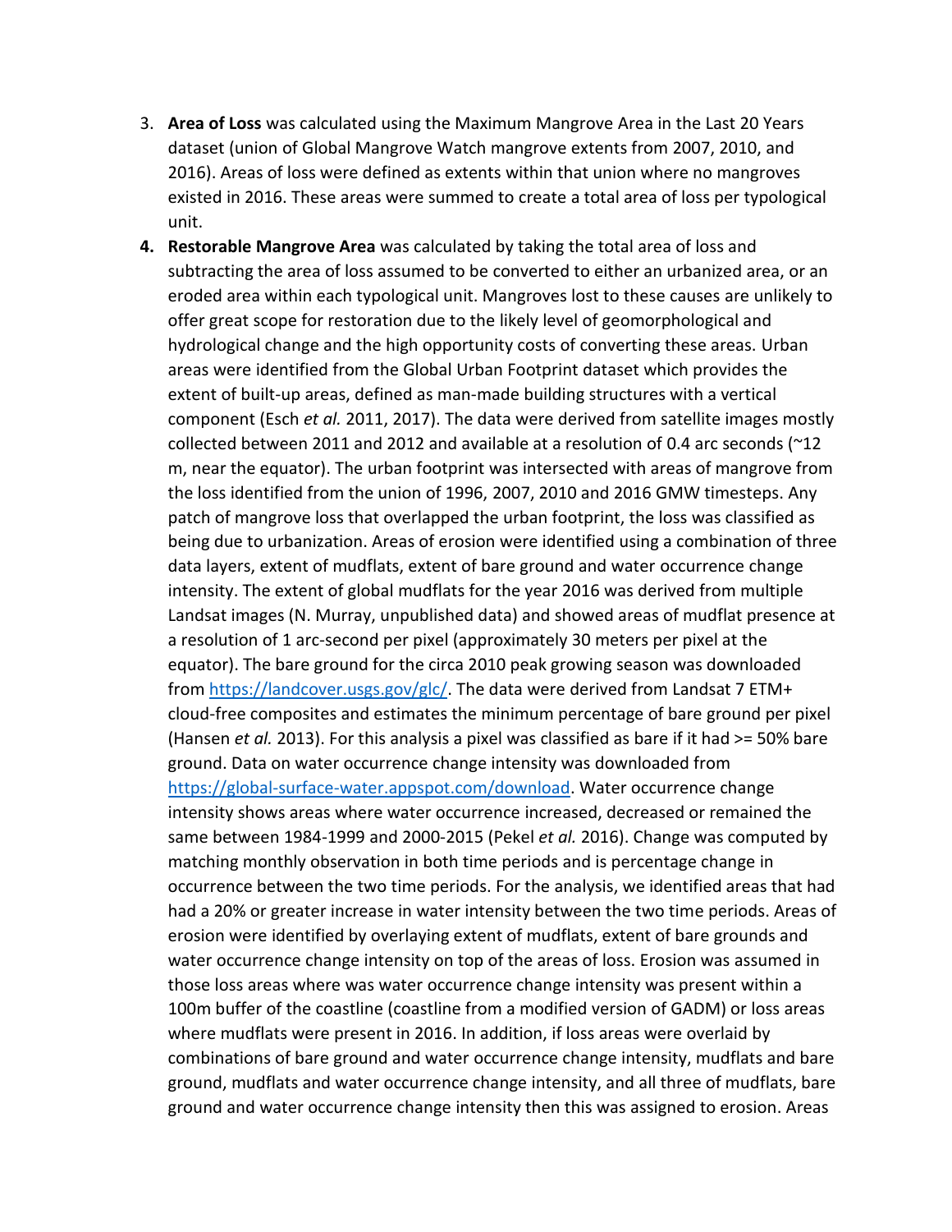3. **Area of Loss** was calculated using the Maximum Mangrove Area in the Last 20 Years dataset (union of Global Mangrove Watch mangrove extents from 2007, 2010, and 2016). Areas of loss were defined as extents within that union where no mangroves existed in 2016. These areas were summed to create a total area of loss per typological unit.
4. **Restorable Mangrove Area** was calculated by taking the total area of loss and subtracting the area of loss assumed to be converted to either an urbanized area, or an eroded area within each typological unit. Mangroves lost to these causes are unlikely to offer great scope for restoration due to the likely level of geomorphological and hydrological change and the high opportunity costs of converting these areas. Urban areas were identified from the Global Urban Footprint dataset which provides the extent of built-up areas, defined as man-made building structures with a vertical component (Esch *et al.* 2011, 2017). The data were derived from satellite images mostly collected between 2011 and 2012 and available at a resolution of 0.4 arc seconds (~12 m, near the equator). The urban footprint was intersected with areas of mangrove from the loss identified from the union of 1996, 2007, 2010 and 2016 GMW timesteps. Any patch of mangrove loss that overlapped the urban footprint, the loss was classified as being due to urbanization. Areas of erosion were identified using a combination of three data layers, extent of mudflats, extent of bare ground and water occurrence change intensity. The extent of global mudflats for the year 2016 was derived from multiple Landsat images (N. Murray, unpublished data) and showed areas of mudflat presence at a resolution of 1 arc-second per pixel (approximately 30 meters per pixel at the equator). The bare ground for the circa 2010 peak growing season was downloaded from [https://landcover.usgs.gov/glc/](https://landcover.usgs.gov/glc/). The data were derived from Landsat 7 ETM+ cloud-free composites and estimates the minimum percentage of bare ground per pixel (Hansen *et al.* 2013). For this analysis a pixel was classified as bare if it had >= 50% bare ground. Data on water occurrence change intensity was downloaded from [https://global-surface-water.appspot.com/download](https://global-surface-water.appspot.com/download). Water occurrence change intensity shows areas where water occurrence increased, decreased or remained the same between 1984-1999 and 2000-2015 (Pekel *et al.* 2016). Change was computed by matching monthly observation in both time periods and is percentage change in occurrence between the two time periods. For the analysis, we identified areas that had had a 20% or greater increase in water intensity between the two time periods. Areas of erosion were identified by overlaying extent of mudflats, extent of bare grounds and water occurrence change intensity on top of the areas of loss. Erosion was assumed in those loss areas where was water occurrence change intensity was present within a 100m buffer of the coastline (coastline from a modified version of GADM) or loss areas where mudflats were present in 2016. In addition, if loss areas were overlaid by combinations of bare ground and water occurrence change intensity, mudflats and bare ground, mudflats and water occurrence change intensity, and all three of mudflats, bare ground and water occurrence change intensity then this was assigned to erosion. Areas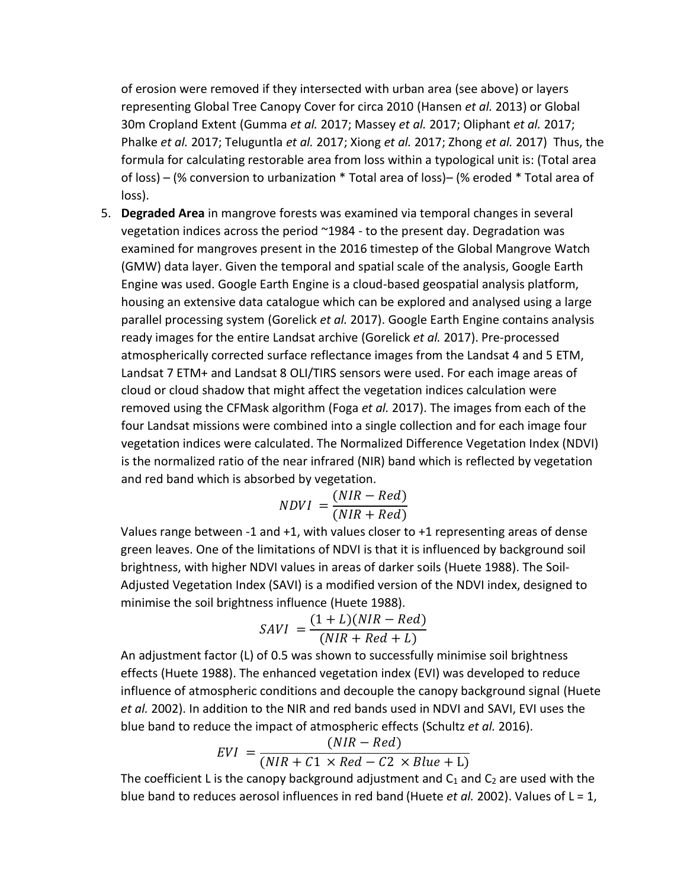of erosion were removed if they intersected with urban area (see above) or layers representing Global Tree Canopy Cover for circa 2010 (Hansen *et al.* 2013) or Global 30m Cropland Extent (Gumma *et al.* 2017; Massey *et al.* 2017; Oliphant *et al.* 2017; Phalke *et al.* 2017; Teluguntla *et al.* 2017; Xiong *et al.* 2017; Zhong *et al.* 2017) Thus, the formula for calculating restorable area from loss within a typological unit is: (Total area of loss) – (% conversion to urbanization * Total area of loss)– (% eroded * Total area of loss).

5. **Degraded Area** in mangrove forests was examined via temporal changes in several vegetation indices across the period ~1984 - to the present day. Degradation was examined for mangroves present in the 2016 timestep of the Global Mangrove Watch (GMW) data layer. Given the temporal and spatial scale of the analysis, Google Earth Engine was used. Google Earth Engine is a cloud-based geospatial analysis platform, housing an extensive data catalogue which can be explored and analysed using a large parallel processing system (Gorelick *et al.* 2017). Google Earth Engine contains analysis ready images for the entire Landsat archive (Gorelick *et al.* 2017). Pre-processed atmospherically corrected surface reflectance images from the Landsat 4 and 5 ETM, Landsat 7 ETM+ and Landsat 8 OLI/TIRS sensors were used. For each image areas of cloud or cloud shadow that might affect the vegetation indices calculation were removed using the CFMask algorithm (Foga *et al.* 2017). The images from each of the four Landsat missions were combined into a single collection and for each image four vegetation indices were calculated. The Normalized Difference Vegetation Index (NDVI) is the normalized ratio of the near infrared (NIR) band which is reflected by vegetation and red band which is absorbed by vegetation.

$$NDVI = \frac{(NIR - Red)}{(NIR + Red)}$$

Values range between -1 and +1, with values closer to +1 representing areas of dense green leaves. One of the limitations of NDVI is that it is influenced by background soil brightness, with higher NDVI values in areas of darker soils (Huete 1988). The Soil-Adjusted Vegetation Index (SAVI) is a modified version of the NDVI index, designed to minimise the soil brightness influence (Huete 1988).

$$SAVI = \frac{(1 + L)(NIR - Red)}{(NIR + Red + L)}$$

An adjustment factor (L) of 0.5 was shown to successfully minimise soil brightness effects (Huete 1988). The enhanced vegetation index (EVI) was developed to reduce influence of atmospheric conditions and decouple the canopy background signal (Huete *et al.* 2002). In addition to the NIR and red bands used in NDVI and SAVI, EVI uses the blue band to reduce the impact of atmospheric effects (Schultz *et al.* 2016).

$$EVI = \frac{(NIR - Red)}{(NIR + C1 \times Red - C2 \times Blue + \mathrm{L})}$$

The coefficient L is the canopy background adjustment and $C_1$ and $C_2$ are used with the blue band to reduces aerosol influences in red band (Huete *et al.* 2002). Values of L = 1,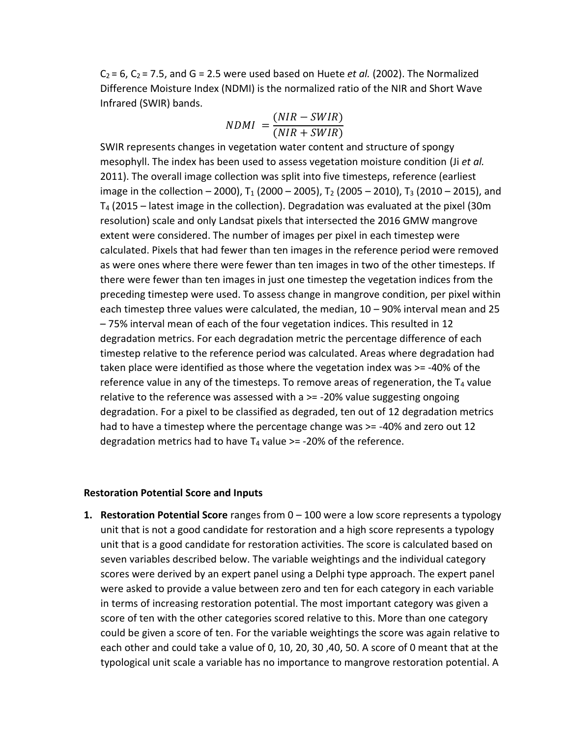$C_2 = 6$, $C_2 = 7.5$, and $G = 2.5$ were used based on Huete *et al.* (2002). The Normalized Difference Moisture Index (NDMI) is the normalized ratio of the NIR and Short Wave Infrared (SWIR) bands.

$$NDMI = \frac{(NIR - SWIR)}{(NIR + SWIR)}$$

SWIR represents changes in vegetation water content and structure of spongy mesophyll. The index has been used to assess vegetation moisture condition (Ji *et al.* 2011). The overall image collection was split into five timesteps, reference (earliest image in the collection – 2000), $T_1$ (2000 – 2005), $T_2$ (2005 – 2010), $T_3$ (2010 – 2015), and $T_4$ (2015 – latest image in the collection). Degradation was evaluated at the pixel (30m resolution) scale and only Landsat pixels that intersected the 2016 GMW mangrove extent were considered. The number of images per pixel in each timestep were calculated. Pixels that had fewer than ten images in the reference period were removed as were ones where there were fewer than ten images in two of the other timesteps. If there were fewer than ten images in just one timestep the vegetation indices from the preceding timestep were used. To assess change in mangrove condition, per pixel within each timestep three values were calculated, the median, 10 – 90% interval mean and 25 – 75% interval mean of each of the four vegetation indices. This resulted in 12 degradation metrics. For each degradation metric the percentage difference of each timestep relative to the reference period was calculated. Areas where degradation had taken place were identified as those where the vegetation index was >= -40% of the reference value in any of the timesteps. To remove areas of regeneration, the $T_4$ value relative to the reference was assessed with a >= -20% value suggesting ongoing degradation. For a pixel to be classified as degraded, ten out of 12 degradation metrics had to have a timestep where the percentage change was >= -40% and zero out 12 degradation metrics had to have $T_4$ value >= -20% of the reference.

### Restoration Potential Score and Inputs

1. **Restoration Potential Score** ranges from 0 – 100 were a low score represents a typology unit that is not a good candidate for restoration and a high score represents a typology unit that is a good candidate for restoration activities. The score is calculated based on seven variables described below. The variable weightings and the individual category scores were derived by an expert panel using a Delphi type approach. The expert panel were asked to provide a value between zero and ten for each category in each variable in terms of increasing restoration potential. The most important category was given a score of ten with the other categories scored relative to this. More than one category could be given a score of ten. For the variable weightings the score was again relative to each other and could take a value of 0, 10, 20, 30 ,40, 50. A score of 0 meant that at the typological unit scale a variable has no importance to mangrove restoration potential. A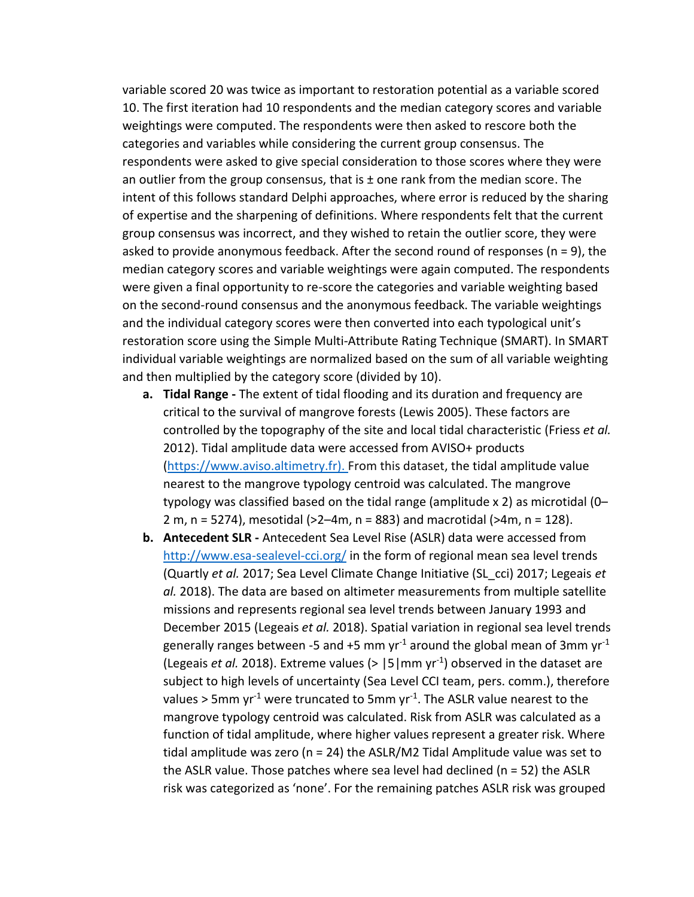variable scored 20 was twice as important to restoration potential as a variable scored 10. The first iteration had 10 respondents and the median category scores and variable weightings were computed. The respondents were then asked to rescore both the categories and variables while considering the current group consensus. The respondents were asked to give special consideration to those scores where they were an outlier from the group consensus, that is ± one rank from the median score. The intent of this follows standard Delphi approaches, where error is reduced by the sharing of expertise and the sharpening of definitions. Where respondents felt that the current group consensus was incorrect, and they wished to retain the outlier score, they were asked to provide anonymous feedback. After the second round of responses (n = 9), the median category scores and variable weightings were again computed. The respondents were given a final opportunity to re-score the categories and variable weighting based on the second-round consensus and the anonymous feedback. The variable weightings and the individual category scores were then converted into each typological unit's restoration score using the Simple Multi-Attribute Rating Technique (SMART). In SMART individual variable weightings are normalized based on the sum of all variable weighting and then multiplied by the category score (divided by 10).

a. **Tidal Range -** The extent of tidal flooding and its duration and frequency are critical to the survival of mangrove forests (Lewis 2005). These factors are controlled by the topography of the site and local tidal characteristic (Friess *et al.* 2012). Tidal amplitude data were accessed from AVISO+ products (https://www.aviso.altimetry.fr). From this dataset, the tidal amplitude value nearest to the mangrove typology centroid was calculated. The mangrove typology was classified based on the tidal range (amplitude x 2) as microtidal (0–2 m, n = 5274), mesotidal (>2–4m, n = 883) and macrotidal (>4m, n = 128).
b. **Antecedent SLR -** Antecedent Sea Level Rise (ASLR) data were accessed from http://www.esa-sealevel-cci.org/ in the form of regional mean sea level trends (Quartly *et al.* 2017; Sea Level Climate Change Initiative (SL_cci) 2017; Legeais *et al.* 2018). The data are based on altimeter measurements from multiple satellite missions and represents regional sea level trends between January 1993 and December 2015 (Legeais *et al.* 2018). Spatial variation in regional sea level trends generally ranges between -5 and +5 mm $yr^{-1}$ around the global mean of 3mm $yr^{-1}$ (Legeais *et al.* 2018). Extreme values (> |5|mm $yr^{-1}$) observed in the dataset are subject to high levels of uncertainty (Sea Level CCI team, pers. comm.), therefore values > 5mm $yr^{-1}$ were truncated to 5mm $yr^{-1}$. The ASLR value nearest to the mangrove typology centroid was calculated. Risk from ASLR was calculated as a function of tidal amplitude, where higher values represent a greater risk. Where tidal amplitude was zero (n = 24) the ASLR/M2 Tidal Amplitude value was set to the ASLR value. Those patches where sea level had declined (n = 52) the ASLR risk was categorized as 'none'. For the remaining patches ASLR risk was grouped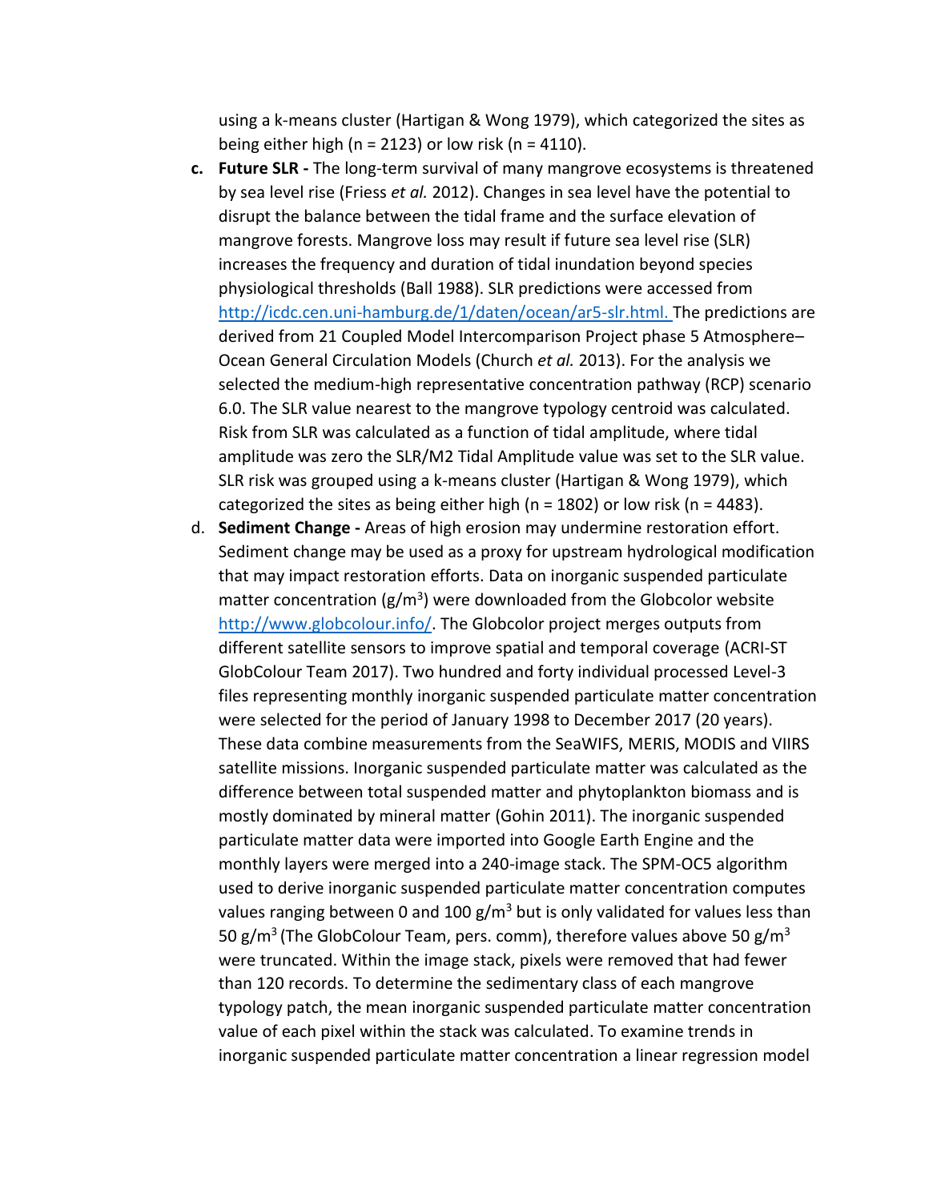using a k-means cluster (Hartigan & Wong 1979), which categorized the sites as being either high (n = 2123) or low risk (n = 4110).

c. **Future SLR -** The long-term survival of many mangrove ecosystems is threatened by sea level rise (Friess *et al.* 2012). Changes in sea level have the potential to disrupt the balance between the tidal frame and the surface elevation of mangrove forests. Mangrove loss may result if future sea level rise (SLR) increases the frequency and duration of tidal inundation beyond species physiological thresholds (Ball 1988). SLR predictions were accessed from http://icdc.cen.uni-hamburg.de/1/daten/ocean/ar5-slr.html. The predictions are derived from 21 Coupled Model Intercomparison Project phase 5 Atmosphere–Ocean General Circulation Models (Church *et al.* 2013). For the analysis we selected the medium-high representative concentration pathway (RCP) scenario 6.0. The SLR value nearest to the mangrove typology centroid was calculated. Risk from SLR was calculated as a function of tidal amplitude, where tidal amplitude was zero the SLR/M2 Tidal Amplitude value was set to the SLR value. SLR risk was grouped using a k-means cluster (Hartigan & Wong 1979), which categorized the sites as being either high (n = 1802) or low risk (n = 4483).

d. **Sediment Change -** Areas of high erosion may undermine restoration effort. Sediment change may be used as a proxy for upstream hydrological modification that may impact restoration efforts. Data on inorganic suspended particulate matter concentration (g/m$^3$) were downloaded from the Globcolor website http://www.globcolour.info/. The Globcolor project merges outputs from different satellite sensors to improve spatial and temporal coverage (ACRI-ST GlobColour Team 2017). Two hundred and forty individual processed Level-3 files representing monthly inorganic suspended particulate matter concentration were selected for the period of January 1998 to December 2017 (20 years). These data combine measurements from the SeaWIFS, MERIS, MODIS and VIIRS satellite missions. Inorganic suspended particulate matter was calculated as the difference between total suspended matter and phytoplankton biomass and is mostly dominated by mineral matter (Gohin 2011). The inorganic suspended particulate matter data were imported into Google Earth Engine and the monthly layers were merged into a 240-image stack. The SPM-OC5 algorithm used to derive inorganic suspended particulate matter concentration computes values ranging between 0 and 100 g/m$^3$ but is only validated for values less than 50 g/m$^3$ (The GlobColour Team, pers. comm), therefore values above 50 g/m$^3$ were truncated. Within the image stack, pixels were removed that had fewer than 120 records. To determine the sedimentary class of each mangrove typology patch, the mean inorganic suspended particulate matter concentration value of each pixel within the stack was calculated. To examine trends in inorganic suspended particulate matter concentration a linear regression model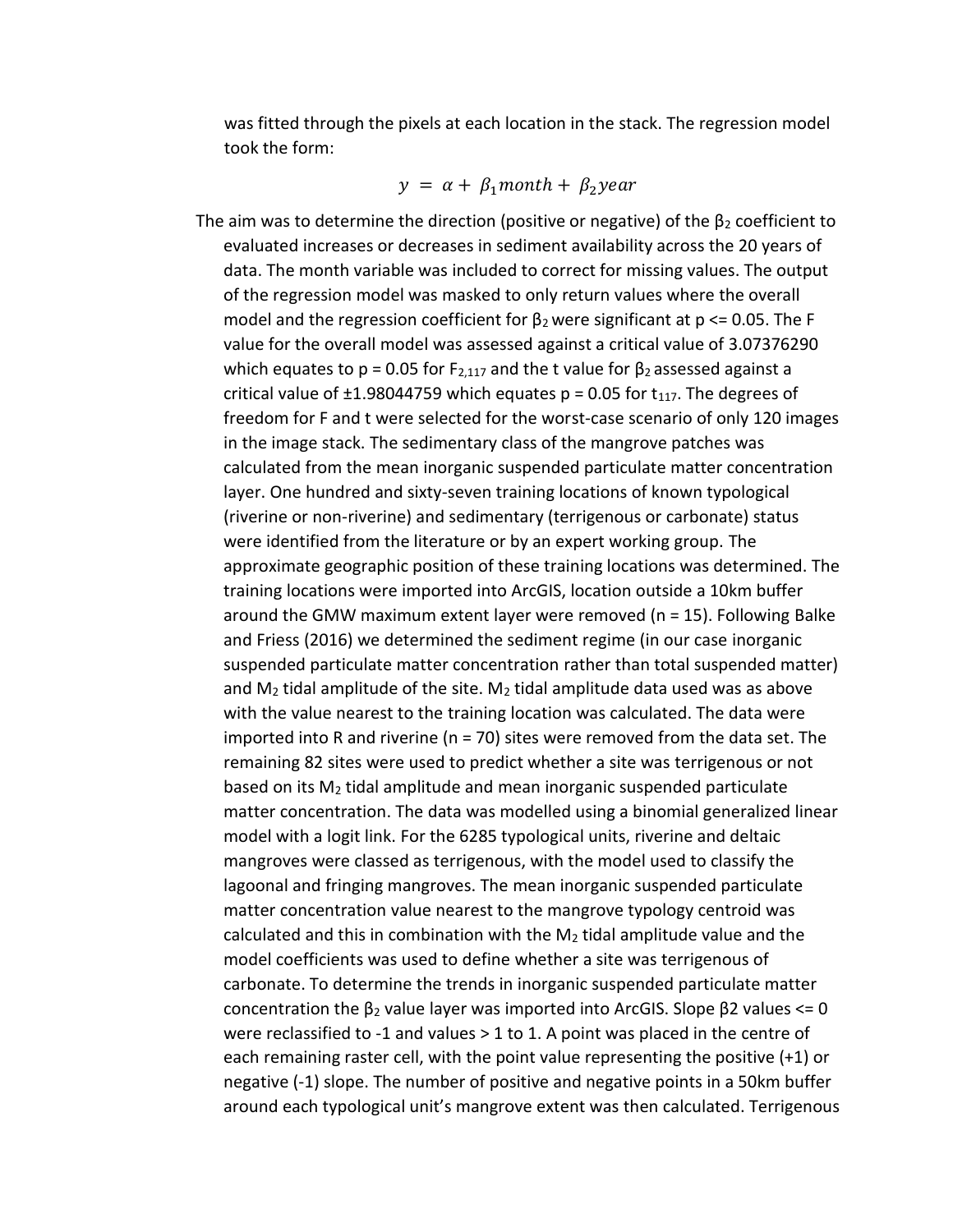was fitted through the pixels at each location in the stack. The regression model took the form:

$$y = \alpha + \beta_1 month + \beta_2 year$$

The aim was to determine the direction (positive or negative) of the $\beta_2$ coefficient to evaluated increases or decreases in sediment availability across the 20 years of data. The month variable was included to correct for missing values. The output of the regression model was masked to only return values where the overall model and the regression coefficient for $\beta_2$ were significant at $p <= 0.05$. The F value for the overall model was assessed against a critical value of 3.07376290 which equates to $p = 0.05$ for $F_{2,117}$ and the t value for $\beta_2$ assessed against a critical value of ±1.98044759 which equates $p = 0.05$ for $t_{117}$. The degrees of freedom for F and t were selected for the worst-case scenario of only 120 images in the image stack. The sedimentary class of the mangrove patches was calculated from the mean inorganic suspended particulate matter concentration layer. One hundred and sixty-seven training locations of known typological (riverine or non-riverine) and sedimentary (terrigenous or carbonate) status were identified from the literature or by an expert working group. The approximate geographic position of these training locations was determined. The training locations were imported into ArcGIS, location outside a 10km buffer around the GMW maximum extent layer were removed (n = 15). Following Balke and Friess (2016) we determined the sediment regime (in our case inorganic suspended particulate matter concentration rather than total suspended matter) and $M_2$ tidal amplitude of the site. $M_2$ tidal amplitude data used was as above with the value nearest to the training location was calculated. The data were imported into R and riverine (n = 70) sites were removed from the data set. The remaining 82 sites were used to predict whether a site was terrigenous or not based on its $M_2$ tidal amplitude and mean inorganic suspended particulate matter concentration. The data was modelled using a binomial generalized linear model with a logit link. For the 6285 typological units, riverine and deltaic mangroves were classed as terrigenous, with the model used to classify the lagoonal and fringing mangroves. The mean inorganic suspended particulate matter concentration value nearest to the mangrove typology centroid was calculated and this in combination with the $M_2$ tidal amplitude value and the model coefficients was used to define whether a site was terrigenous of carbonate. To determine the trends in inorganic suspended particulate matter concentration the $\beta_2$ value layer was imported into ArcGIS. Slope $\beta_2$ values <= 0 were reclassified to -1 and values > 1 to 1. A point was placed in the centre of each remaining raster cell, with the point value representing the positive (+1) or negative (-1) slope. The number of positive and negative points in a 50km buffer around each typological unit's mangrove extent was then calculated. Terrigenous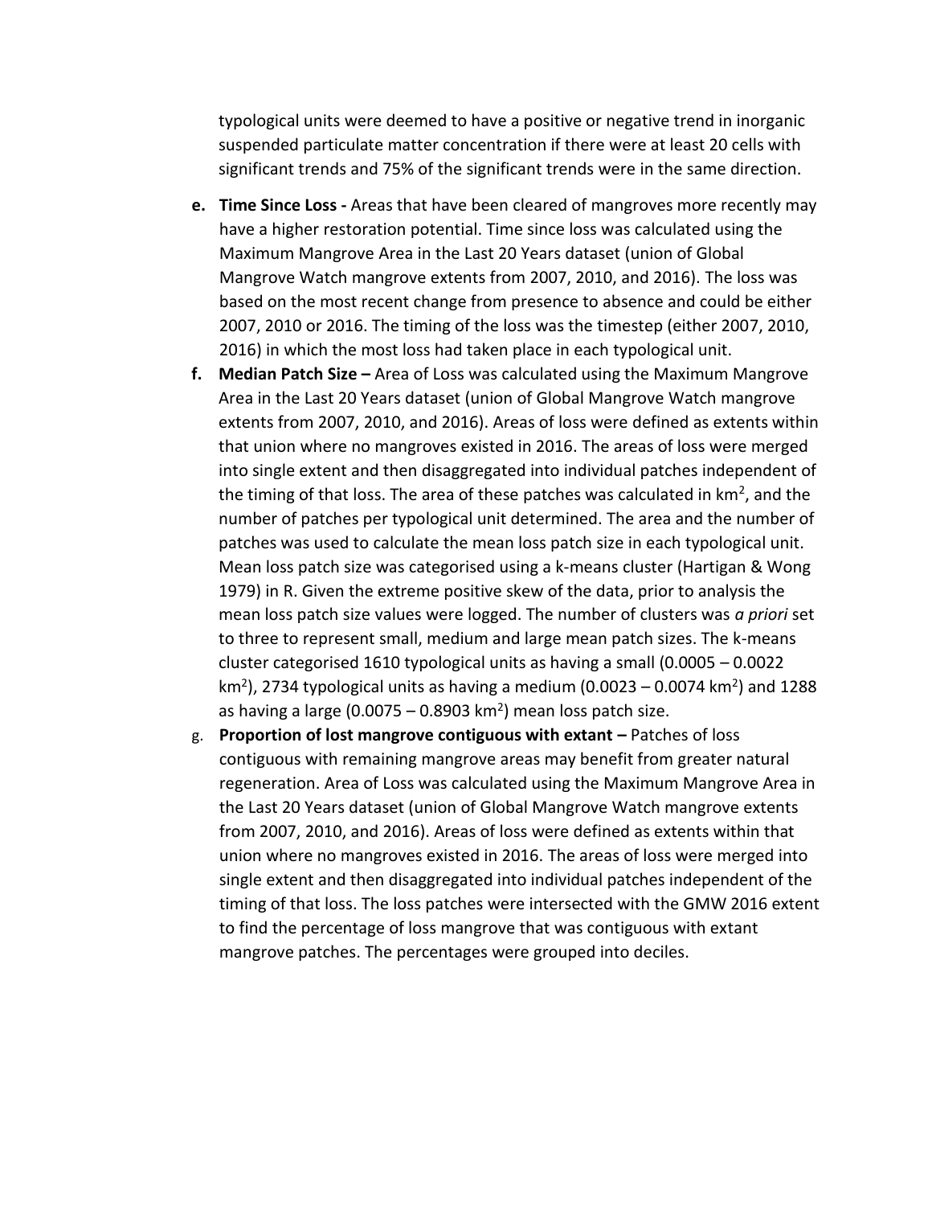typological units were deemed to have a positive or negative trend in inorganic suspended particulate matter concentration if there were at least 20 cells with significant trends and 75% of the significant trends were in the same direction.

e. **Time Since Loss -** Areas that have been cleared of mangroves more recently may have a higher restoration potential. Time since loss was calculated using the Maximum Mangrove Area in the Last 20 Years dataset (union of Global Mangrove Watch mangrove extents from 2007, 2010, and 2016). The loss was based on the most recent change from presence to absence and could be either 2007, 2010 or 2016. The timing of the loss was the timestep (either 2007, 2010, 2016) in which the most loss had taken place in each typological unit.

f. **Median Patch Size –** Area of Loss was calculated using the Maximum Mangrove Area in the Last 20 Years dataset (union of Global Mangrove Watch mangrove extents from 2007, 2010, and 2016). Areas of loss were defined as extents within that union where no mangroves existed in 2016. The areas of loss were merged into single extent and then disaggregated into individual patches independent of the timing of that loss. The area of these patches was calculated in $km^2$, and the number of patches per typological unit determined. The area and the number of patches was used to calculate the mean loss patch size in each typological unit. Mean loss patch size was categorised using a k-means cluster (Hartigan & Wong 1979) in R. Given the extreme positive skew of the data, prior to analysis the mean loss patch size values were logged. The number of clusters was *a priori* set to three to represent small, medium and large mean patch sizes. The k-means cluster categorised 1610 typological units as having a small (0.0005 – 0.0022 $km^2$), 2734 typological units as having a medium (0.0023 – 0.0074 $km^2$) and 1288 as having a large (0.0075 – 0.8903 $km^2$) mean loss patch size.

g. **Proportion of lost mangrove contiguous with extant –** Patches of loss contiguous with remaining mangrove areas may benefit from greater natural regeneration. Area of Loss was calculated using the Maximum Mangrove Area in the Last 20 Years dataset (union of Global Mangrove Watch mangrove extents from 2007, 2010, and 2016). Areas of loss were defined as extents within that union where no mangroves existed in 2016. The areas of loss were merged into single extent and then disaggregated into individual patches independent of the timing of that loss. The loss patches were intersected with the GMW 2016 extent to find the percentage of loss mangrove that was contiguous with extant mangrove patches. The percentages were grouped into deciles.